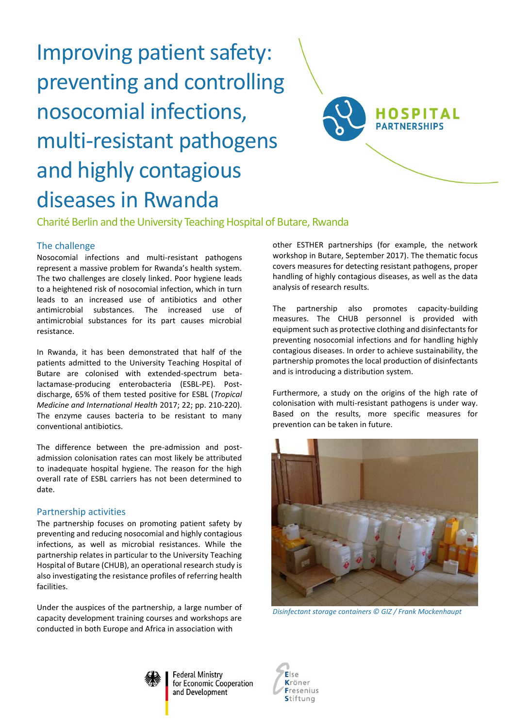# Improving patient safety: preventing and controlling nosocomial infections, multi-resistant pathogens and highly contagious diseases in Rwanda

HOSPITAL PARTNERSHIPS

Charité Berlin and the University Teaching Hospital of Butare, Rwanda

## The challenge

Nosocomial infections and multi-resistant pathogens represent a massive problem for Rwanda's health system. The two challenges are closely linked. Poor hygiene leads to a heightened risk of nosocomial infection, which in turn leads to an increased use of antibiotics and other antimicrobial substances. The increased use of antimicrobial substances for its part causes microbial resistance.

In Rwanda, it has been demonstrated that half of the patients admitted to the University Teaching Hospital of Butare are colonised with extended-spectrum beta-lactamase-producing enterobacteria (ESBL-PE). Post-discharge, 65% of them tested positive for ESBL (*Tropical Medicine and International Health* 2017; 22; pp. 210-220). The enzyme causes bacteria to be resistant to many conventional antibiotics.

The difference between the pre-admission and post-admission colonisation rates can most likely be attributed to inadequate hospital hygiene. The reason for the high overall rate of ESBL carriers has not been determined to date.

## Partnership activities

The partnership focuses on promoting patient safety by preventing and reducing nosocomial and highly contagious infections, as well as microbial resistances. While the partnership relates in particular to the University Teaching Hospital of Butare (CHUB), an operational research study is also investigating the resistance profiles of referring health facilities.

Under the auspices of the partnership, a large number of capacity development training courses and workshops are conducted in both Europe and Africa in association with other ESTHER partnerships (for example, the network workshop in Butare, September 2017). The thematic focus covers measures for detecting resistant pathogens, proper handling of highly contagious diseases, as well as the data analysis of research results.

The partnership also promotes capacity-building measures. The CHUB personnel is provided with equipment such as protective clothing and disinfectants for preventing nosocomial infections and for handling highly contagious diseases. In order to achieve sustainability, the partnership promotes the local production of disinfectants and is introducing a distribution system.

Furthermore, a study on the origins of the high rate of colonisation with multi-resistant pathogens is under way. Based on the results, more specific measures for prevention can be taken in future.

*Disinfectant storage containers © GIZ / Frank Mockenhaupt*

Federal Ministry for Economic Cooperation and Development

Else Kröner Fresenius Stiftung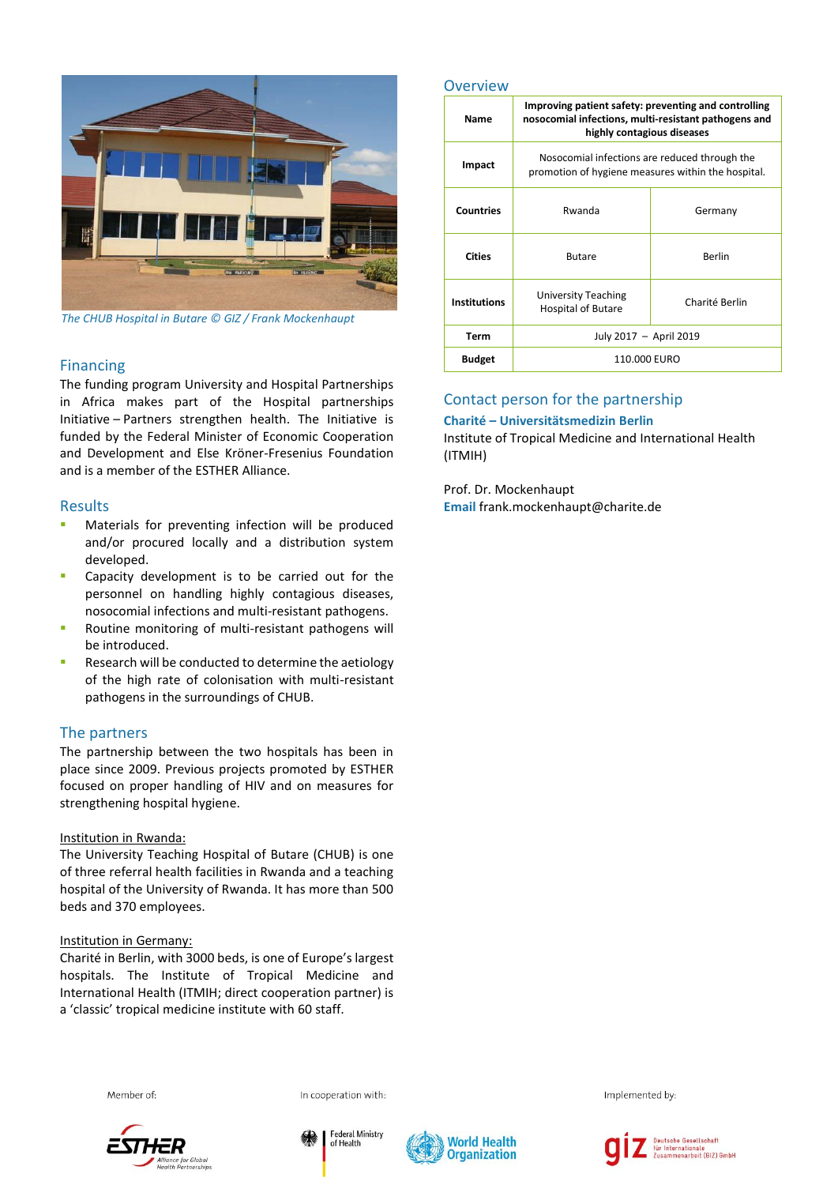The CHUB Hospital in Butare © GIZ / Frank Mockenhaupt

## Financing

The funding program University and Hospital Partnerships in Africa makes part of the Hospital partnerships Initiative – Partners strengthen health. The Initiative is funded by the Federal Minister of Economic Cooperation and Development and Else Kröner-Fresenius Foundation and is a member of the ESTHER Alliance.

## Results

- Materials for preventing infection will be produced and/or procured locally and a distribution system developed.
- Capacity development is to be carried out for the personnel on handling highly contagious diseases, nosocomial infections and multi-resistant pathogens.
- Routine monitoring of multi-resistant pathogens will be introduced.
- Research will be conducted to determine the aetiology of the high rate of colonisation with multi-resistant pathogens in the surroundings of CHUB.

## The partners

The partnership between the two hospitals has been in place since 2009. Previous projects promoted by ESTHER focused on proper handling of HIV and on measures for strengthening hospital hygiene.

Institution in Rwanda:

The University Teaching Hospital of Butare (CHUB) is one of three referral health facilities in Rwanda and a teaching hospital of the University of Rwanda. It has more than 500 beds and 370 employees.

Institution in Germany:

Charité in Berlin, with 3000 beds, is one of Europe's largest hospitals. The Institute of Tropical Medicine and International Health (ITMIH; direct cooperation partner) is a 'classic' tropical medicine institute with 60 staff.

## Overview

| | | |
|---|---|---|
| **Name** | **Improving patient safety: preventing and controlling nosocomial infections, multi-resistant pathogens and highly contagious diseases** | |
| **Impact** | Nosocomial infections are reduced through the promotion of hygiene measures within the hospital. | |
| **Countries** | Rwanda | Germany |
| **Cities** | Butare | Berlin |
| **Institutions** | University Teaching Hospital of Butare | Charité Berlin |
| **Term** | July 2017 – April 2019 | |
| **Budget** | 110.000 EURO | |

## Contact person for the partnership

**Charité – Universitätsmedizin Berlin**

Institute of Tropical Medicine and International Health (ITMIH)

Prof. Dr. Mockenhaupt

**Email** frank.mockenhaupt@charite.de

Member of: ESTHER Alliance for Global Health Partnerships

In cooperation with: Federal Ministry of Health, World Health Organization

Implemented by: giz Deutsche Gesellschaft für Internationale Zusammenarbeit (GIZ) GmbH